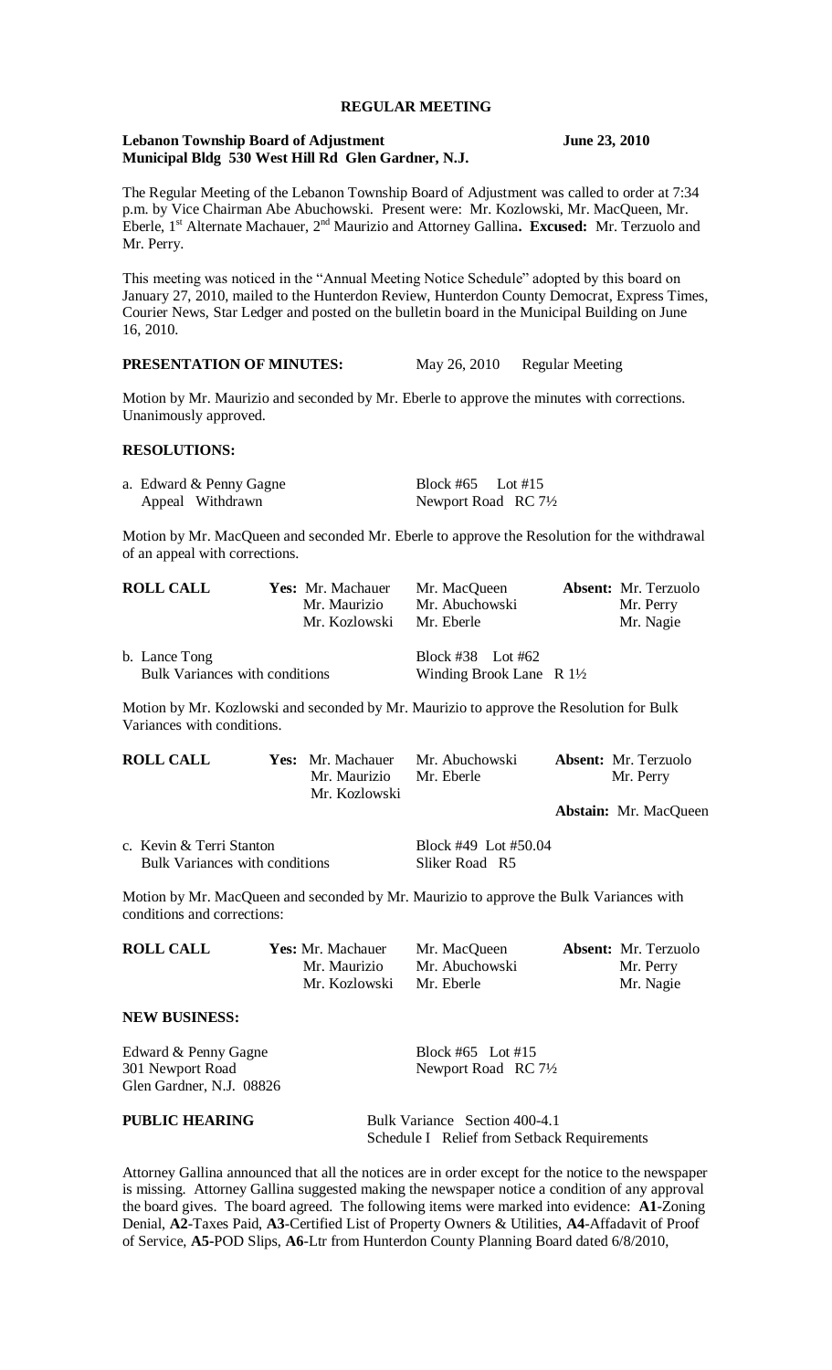# REGULAR MEETING

**Lebanon Township Board of Adjustment** **June 23, 2010**
**Municipal Bldg 530 West Hill Rd Glen Gardner, N.J.**

The Regular Meeting of the Lebanon Township Board of Adjustment was called to order at 7:34 p.m. by Vice Chairman Abe Abuchowski. Present were: Mr. Kozlowski, Mr. MacQueen, Mr. Eberle, 1st Alternate Machauer, 2nd Maurizio and Attorney Gallina**. Excused:** Mr. Terzuolo and Mr. Perry.

This meeting was noticed in the "Annual Meeting Notice Schedule" adopted by this board on January 27, 2010, mailed to the Hunterdon Review, Hunterdon County Democrat, Express Times, Courier News, Star Ledger and posted on the bulletin board in the Municipal Building on June 16, 2010.

**PRESENTATION OF MINUTES:** May 26, 2010 Regular Meeting

Motion by Mr. Maurizio and seconded by Mr. Eberle to approve the minutes with corrections. Unanimously approved.

**RESOLUTIONS:**

a. Edward & Penny Gagne — Block #65 Lot #15
Appeal Withdrawn — Newport Road RC 7½

Motion by Mr. MacQueen and seconded Mr. Eberle to approve the Resolution for the withdrawal of an appeal with corrections.

| ROLL CALL | Yes: | | Absent: |
|---|---|---|---|
| | Mr. Machauer | Mr. MacQueen | Mr. Terzuolo |
| | Mr. Maurizio | Mr. Abuchowski | Mr. Perry |
| | Mr. Kozlowski | Mr. Eberle | Mr. Nagie |

b. Lance Tong — Block #38 Lot #62
Bulk Variances with conditions — Winding Brook Lane R 1½

Motion by Mr. Kozlowski and seconded by Mr. Maurizio to approve the Resolution for Bulk Variances with conditions.

| ROLL CALL | Yes: | | Absent: |
|---|---|---|---|
| | Mr. Machauer | Mr. Abuchowski | Mr. Terzuolo |
| | Mr. Maurizio | Mr. Eberle | Mr. Perry |
| | Mr. Kozlowski | | |
| | | | **Abstain:** Mr. MacQueen |

c. Kevin & Terri Stanton — Block #49 Lot #50.04
Bulk Variances with conditions — Sliker Road R5

Motion by Mr. MacQueen and seconded by Mr. Maurizio to approve the Bulk Variances with conditions and corrections:

| ROLL CALL | Yes: | | Absent: |
|---|---|---|---|
| | Mr. Machauer | Mr. MacQueen | Mr. Terzuolo |
| | Mr. Maurizio | Mr. Abuchowski | Mr. Perry |
| | Mr. Kozlowski | Mr. Eberle | Mr. Nagie |

**NEW BUSINESS:**

Edward & Penny Gagne — Block #65 Lot #15
301 Newport Road — Newport Road RC 7½
Glen Gardner, N.J. 08826

**PUBLIC HEARING** — Bulk Variance Section 400-4.1
Schedule I Relief from Setback Requirements

Attorney Gallina announced that all the notices are in order except for the notice to the newspaper is missing. Attorney Gallina suggested making the newspaper notice a condition of any approval the board gives. The board agreed. The following items were marked into evidence: **A1**-Zoning Denial, **A2**-Taxes Paid, **A3**-Certified List of Property Owners & Utilities, **A4**-Affadavit of Proof of Service, **A5**-POD Slips, **A6**-Ltr from Hunterdon County Planning Board dated 6/8/2010,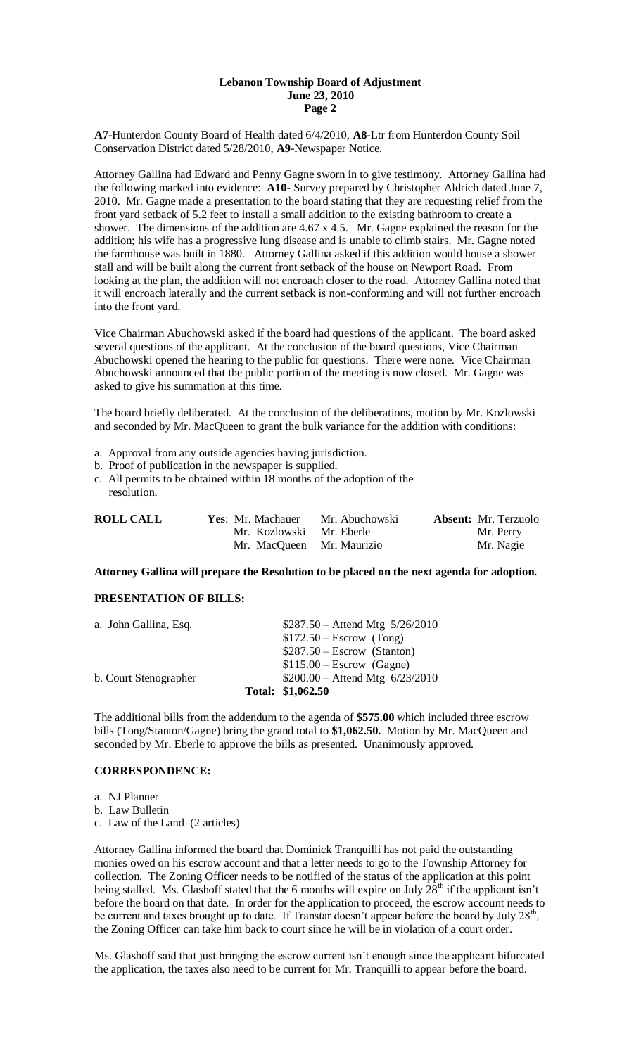**A7**-Hunterdon County Board of Health dated 6/4/2010, **A8**-Ltr from Hunterdon County Soil Conservation District dated 5/28/2010, **A9**-Newspaper Notice.

Attorney Gallina had Edward and Penny Gagne sworn in to give testimony. Attorney Gallina had the following marked into evidence: **A10**- Survey prepared by Christopher Aldrich dated June 7, 2010. Mr. Gagne made a presentation to the board stating that they are requesting relief from the front yard setback of 5.2 feet to install a small addition to the existing bathroom to create a shower. The dimensions of the addition are 4.67 x 4.5. Mr. Gagne explained the reason for the addition; his wife has a progressive lung disease and is unable to climb stairs. Mr. Gagne noted the farmhouse was built in 1880. Attorney Gallina asked if this addition would house a shower stall and will be built along the current front setback of the house on Newport Road. From looking at the plan, the addition will not encroach closer to the road. Attorney Gallina noted that it will encroach laterally and the current setback is non-conforming and will not further encroach into the front yard.

Vice Chairman Abuchowski asked if the board had questions of the applicant. The board asked several questions of the applicant. At the conclusion of the board questions, Vice Chairman Abuchowski opened the hearing to the public for questions. There were none. Vice Chairman Abuchowski announced that the public portion of the meeting is now closed. Mr. Gagne was asked to give his summation at this time.

The board briefly deliberated. At the conclusion of the deliberations, motion by Mr. Kozlowski and seconded by Mr. MacQueen to grant the bulk variance for the addition with conditions:

a. Approval from any outside agencies having jurisdiction.
b. Proof of publication in the newspaper is supplied.
c. All permits to be obtained within 18 months of the adoption of the resolution.

| **ROLL CALL** | **Yes**: Mr. Machauer | Mr. Abuchowski | **Absent:** Mr. Terzuolo |
|---|---|---|---|
| | Mr. Kozlowski | Mr. Eberle | Mr. Perry |
| | Mr. MacQueen | Mr. Maurizio | Mr. Nagie |

**Attorney Gallina will prepare the Resolution to be placed on the next agenda for adoption.**

**PRESENTATION OF BILLS:**

| | |
|---|---|
| a. John Gallina, Esq. | $287.50 – Attend Mtg 5/26/2010 |
| | $172.50 – Escrow (Tong) |
| | $287.50 – Escrow (Stanton) |
| | $115.00 – Escrow (Gagne) |
| b. Court Stenographer | $200.00 – Attend Mtg 6/23/2010 |
| | **Total: $1,062.50** |

The additional bills from the addendum to the agenda of **$575.00** which included three escrow bills (Tong/Stanton/Gagne) bring the grand total to **$1,062.50.** Motion by Mr. MacQueen and seconded by Mr. Eberle to approve the bills as presented. Unanimously approved.

**CORRESPONDENCE:**

a. NJ Planner
b. Law Bulletin
c. Law of the Land (2 articles)

Attorney Gallina informed the board that Dominick Tranquilli has not paid the outstanding monies owed on his escrow account and that a letter needs to go to the Township Attorney for collection. The Zoning Officer needs to be notified of the status of the application at this point being stalled. Ms. Glashoff stated that the 6 months will expire on July 28th if the applicant isn't before the board on that date. In order for the application to proceed, the escrow account needs to be current and taxes brought up to date. If Transtar doesn't appear before the board by July 28th, the Zoning Officer can take him back to court since he will be in violation of a court order.

Ms. Glashoff said that just bringing the escrow current isn't enough since the applicant bifurcated the application, the taxes also need to be current for Mr. Tranquilli to appear before the board.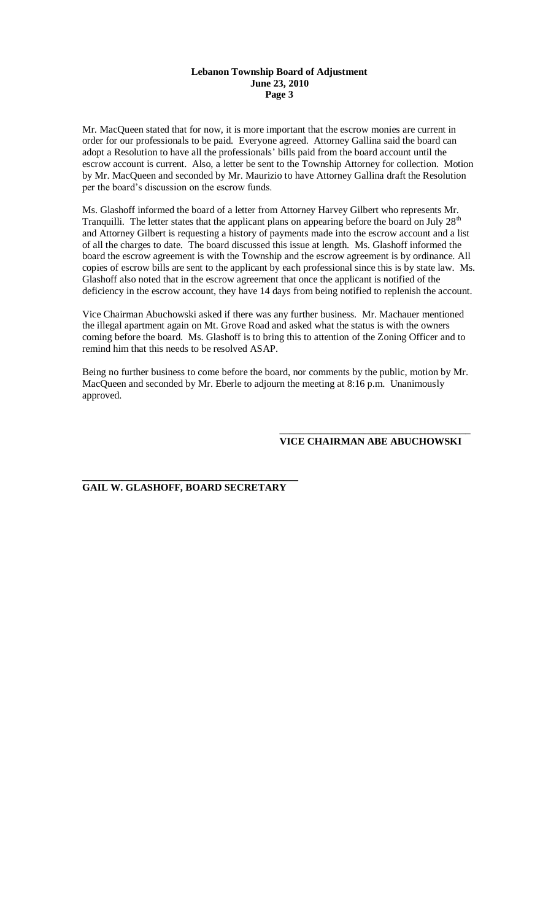Mr. MacQueen stated that for now, it is more important that the escrow monies are current in order for our professionals to be paid. Everyone agreed. Attorney Gallina said the board can adopt a Resolution to have all the professionals' bills paid from the board account until the escrow account is current. Also, a letter be sent to the Township Attorney for collection. Motion by Mr. MacQueen and seconded by Mr. Maurizio to have Attorney Gallina draft the Resolution per the board's discussion on the escrow funds.

Ms. Glashoff informed the board of a letter from Attorney Harvey Gilbert who represents Mr. Tranquilli. The letter states that the applicant plans on appearing before the board on July 28th and Attorney Gilbert is requesting a history of payments made into the escrow account and a list of all the charges to date. The board discussed this issue at length. Ms. Glashoff informed the board the escrow agreement is with the Township and the escrow agreement is by ordinance. All copies of escrow bills are sent to the applicant by each professional since this is by state law. Ms. Glashoff also noted that in the escrow agreement that once the applicant is notified of the deficiency in the escrow account, they have 14 days from being notified to replenish the account.

Vice Chairman Abuchowski asked if there was any further business. Mr. Machauer mentioned the illegal apartment again on Mt. Grove Road and asked what the status is with the owners coming before the board. Ms. Glashoff is to bring this to attention of the Zoning Officer and to remind him that this needs to be resolved ASAP.

Being no further business to come before the board, nor comments by the public, motion by Mr. MacQueen and seconded by Mr. Eberle to adjourn the meeting at 8:16 p.m. Unanimously approved.

\_\_\_\_\_\_\_\_\_\_\_\_\_\_\_\_\_\_\_\_\_\_\_\_\_\_\_\_\_\_\_\_\_\_\_\_
**VICE CHAIRMAN ABE ABUCHOWSKI**

\_\_\_\_\_\_\_\_\_\_\_\_\_\_\_\_\_\_\_\_\_\_\_\_\_\_\_\_\_\_\_\_\_\_\_\_
**GAIL W. GLASHOFF, BOARD SECRETARY**